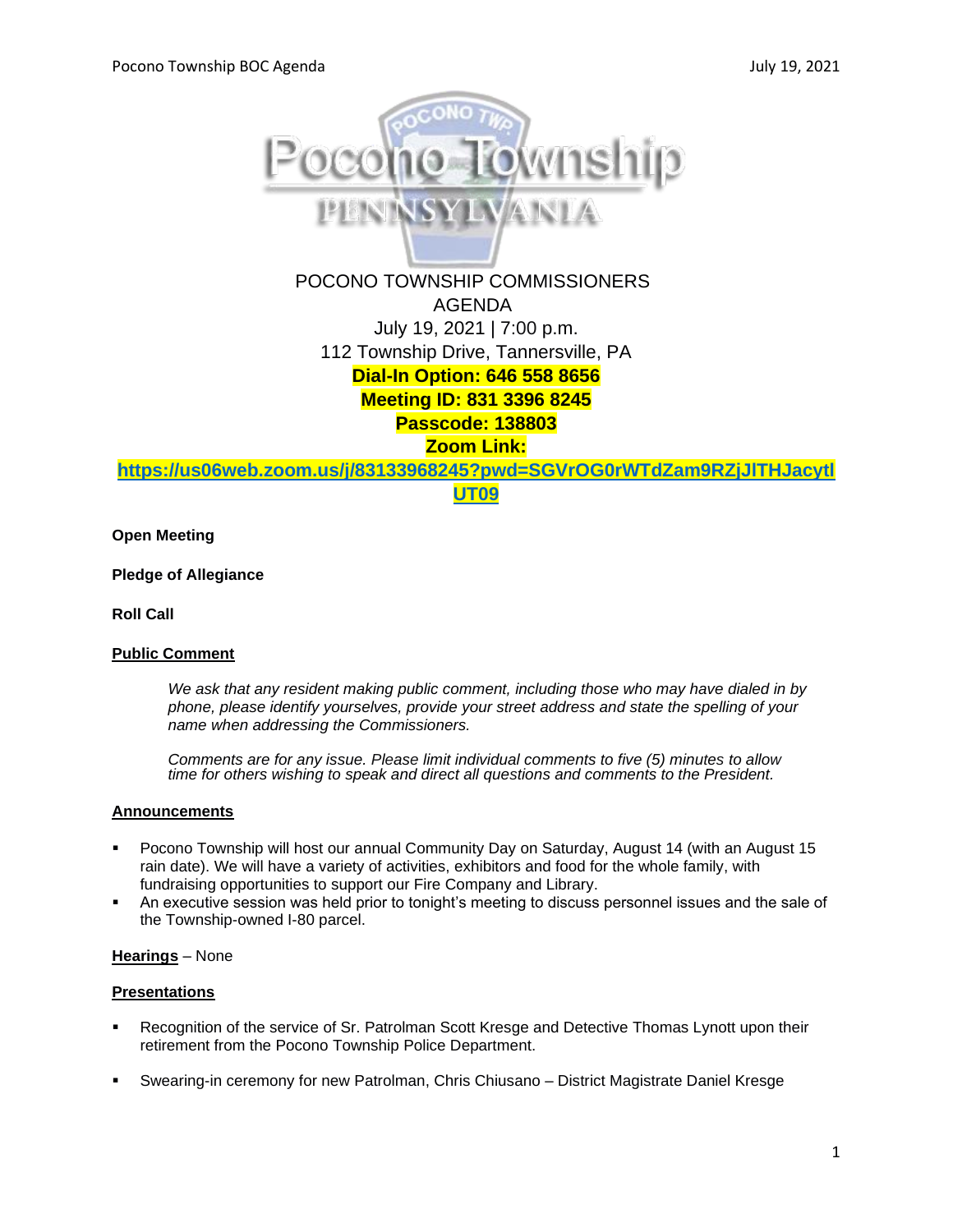# POCONO TOWNSHIP COMMISSIONERS AGENDA

July 19, 2021 | 7:00 p.m.
112 Township Drive, Tannersville, PA

**Dial-In Option: 646 558 8656**
**Meeting ID: 831 3396 8245**
**Passcode: 138803**
**Zoom Link:**
**https://us06web.zoom.us/j/83133968245?pwd=SGVrOG0rWTdZam9RZjJlTHJacytlUT09**

**Open Meeting**

**Pledge of Allegiance**

**Roll Call**

## Public Comment

*We ask that any resident making public comment, including those who may have dialed in by phone, please identify yourselves, provide your street address and state the spelling of your name when addressing the Commissioners.*

*Comments are for any issue. Please limit individual comments to five (5) minutes to allow time for others wishing to speak and direct all questions and comments to the President.*

## Announcements

- Pocono Township will host our annual Community Day on Saturday, August 14 (with an August 15 rain date). We will have a variety of activities, exhibitors and food for the whole family, with fundraising opportunities to support our Fire Company and Library.
- An executive session was held prior to tonight's meeting to discuss personnel issues and the sale of the Township-owned I-80 parcel.

## Hearings – None

## Presentations

- Recognition of the service of Sr. Patrolman Scott Kresge and Detective Thomas Lynott upon their retirement from the Pocono Township Police Department.
- Swearing-in ceremony for new Patrolman, Chris Chiusano – District Magistrate Daniel Kresge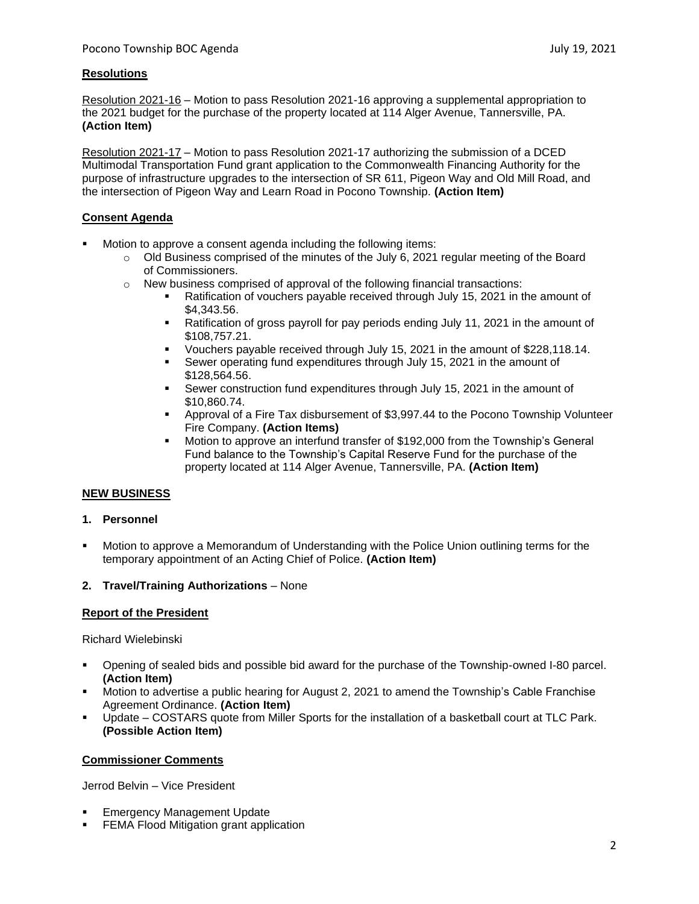## Resolutions

Resolution 2021-16 – Motion to pass Resolution 2021-16 approving a supplemental appropriation to the 2021 budget for the purchase of the property located at 114 Alger Avenue, Tannersville, PA. **(Action Item)**

Resolution 2021-17 – Motion to pass Resolution 2021-17 authorizing the submission of a DCED Multimodal Transportation Fund grant application to the Commonwealth Financing Authority for the purpose of infrastructure upgrades to the intersection of SR 611, Pigeon Way and Old Mill Road, and the intersection of Pigeon Way and Learn Road in Pocono Township. **(Action Item)**

## Consent Agenda

- Motion to approve a consent agenda including the following items:
  - Old Business comprised of the minutes of the July 6, 2021 regular meeting of the Board of Commissioners.
  - New business comprised of approval of the following financial transactions:
    - Ratification of vouchers payable received through July 15, 2021 in the amount of $4,343.56.
    - Ratification of gross payroll for pay periods ending July 11, 2021 in the amount of $108,757.21.
    - Vouchers payable received through July 15, 2021 in the amount of $228,118.14.
    - Sewer operating fund expenditures through July 15, 2021 in the amount of $128,564.56.
    - Sewer construction fund expenditures through July 15, 2021 in the amount of $10,860.74.
    - Approval of a Fire Tax disbursement of $3,997.44 to the Pocono Township Volunteer Fire Company. **(Action Items)**
    - Motion to approve an interfund transfer of $192,000 from the Township's General Fund balance to the Township's Capital Reserve Fund for the purchase of the property located at 114 Alger Avenue, Tannersville, PA. **(Action Item)**

## NEW BUSINESS

### 1. Personnel

- Motion to approve a Memorandum of Understanding with the Police Union outlining terms for the temporary appointment of an Acting Chief of Police. **(Action Item)**

### 2. Travel/Training Authorizations – None

## Report of the President

Richard Wielebinski

- Opening of sealed bids and possible bid award for the purchase of the Township-owned I-80 parcel. **(Action Item)**
- Motion to advertise a public hearing for August 2, 2021 to amend the Township's Cable Franchise Agreement Ordinance. **(Action Item)**
- Update – COSTARS quote from Miller Sports for the installation of a basketball court at TLC Park. **(Possible Action Item)**

## Commissioner Comments

Jerrod Belvin – Vice President

- Emergency Management Update
- FEMA Flood Mitigation grant application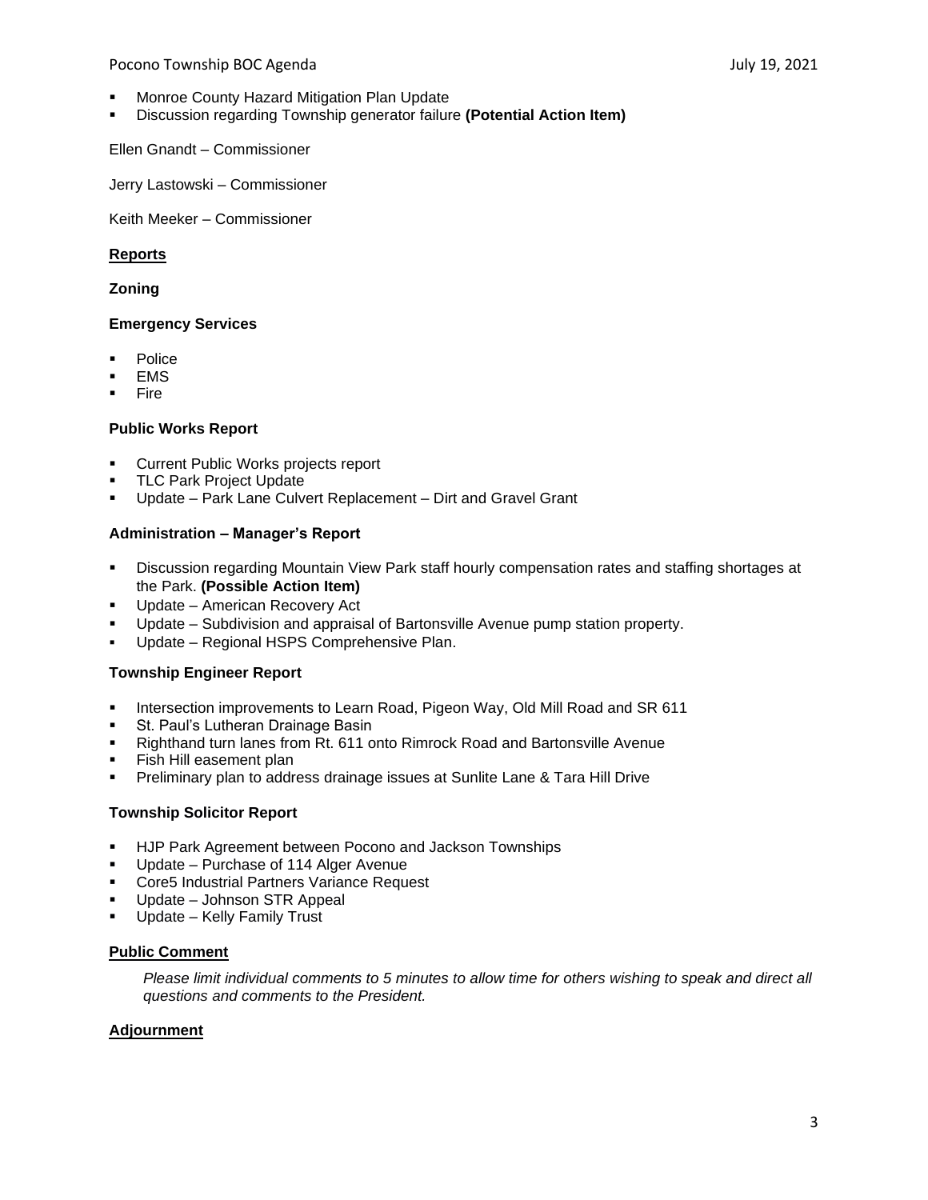- Monroe County Hazard Mitigation Plan Update
- Discussion regarding Township generator failure **(Potential Action Item)**

Ellen Gnandt – Commissioner

Jerry Lastowski – Commissioner

Keith Meeker – Commissioner

## <u>Reports</u>

### Zoning

### Emergency Services

- Police
- EMS
- Fire

### Public Works Report

- Current Public Works projects report
- TLC Park Project Update
- Update – Park Lane Culvert Replacement – Dirt and Gravel Grant

### Administration – Manager's Report

- Discussion regarding Mountain View Park staff hourly compensation rates and staffing shortages at the Park. **(Possible Action Item)**
- Update – American Recovery Act
- Update – Subdivision and appraisal of Bartonsville Avenue pump station property.
- Update – Regional HSPS Comprehensive Plan.

### Township Engineer Report

- Intersection improvements to Learn Road, Pigeon Way, Old Mill Road and SR 611
- St. Paul's Lutheran Drainage Basin
- Righthand turn lanes from Rt. 611 onto Rimrock Road and Bartonsville Avenue
- Fish Hill easement plan
- Preliminary plan to address drainage issues at Sunlite Lane & Tara Hill Drive

### Township Solicitor Report

- HJP Park Agreement between Pocono and Jackson Townships
- Update – Purchase of 114 Alger Avenue
- Core5 Industrial Partners Variance Request
- Update – Johnson STR Appeal
- Update – Kelly Family Trust

## <u>Public Comment</u>

*Please limit individual comments to 5 minutes to allow time for others wishing to speak and direct all questions and comments to the President.*

## <u>Adjournment</u>